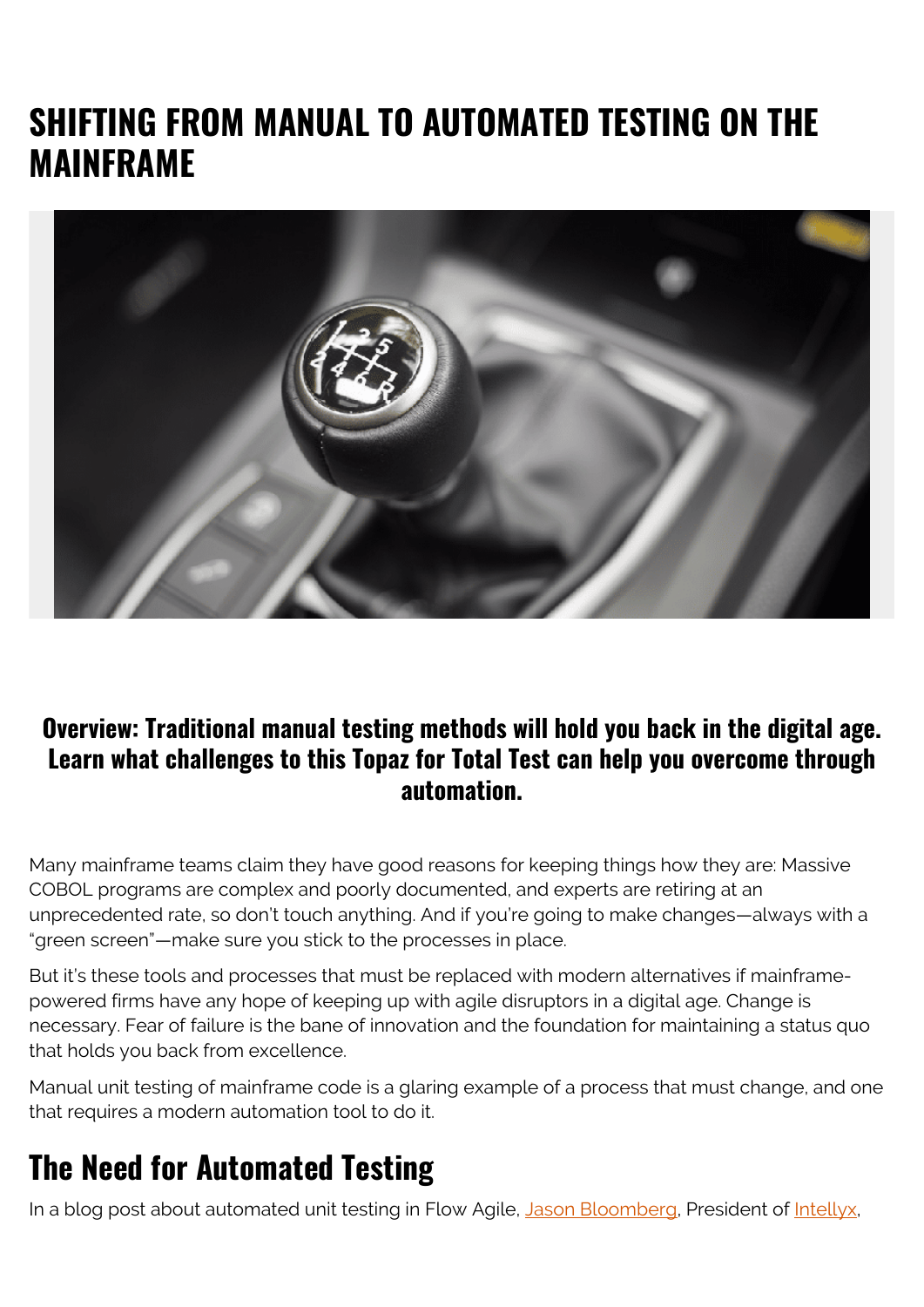# SHIFTING FROM MANUAL TO AUTOMATED TESTING ON THE MAINFRAME

**Overview: Traditional manual testing methods will hold you back in the digital age. Learn what challenges to this Topaz for Total Test can help you overcome through automation.**

Many mainframe teams claim they have good reasons for keeping things how they are: Massive COBOL programs are complex and poorly documented, and experts are retiring at an unprecedented rate, so don't touch anything. And if you're going to make changes—always with a "green screen"—make sure you stick to the processes in place.

But it's these tools and processes that must be replaced with modern alternatives if mainframe-powered firms have any hope of keeping up with agile disruptors in a digital age. Change is necessary. Fear of failure is the bane of innovation and the foundation for maintaining a status quo that holds you back from excellence.

Manual unit testing of mainframe code is a glaring example of a process that must change, and one that requires a modern automation tool to do it.

## The Need for Automated Testing

In a blog post about automated unit testing in Flow Agile, [Jason Bloomberg](), President of [Intellyx](),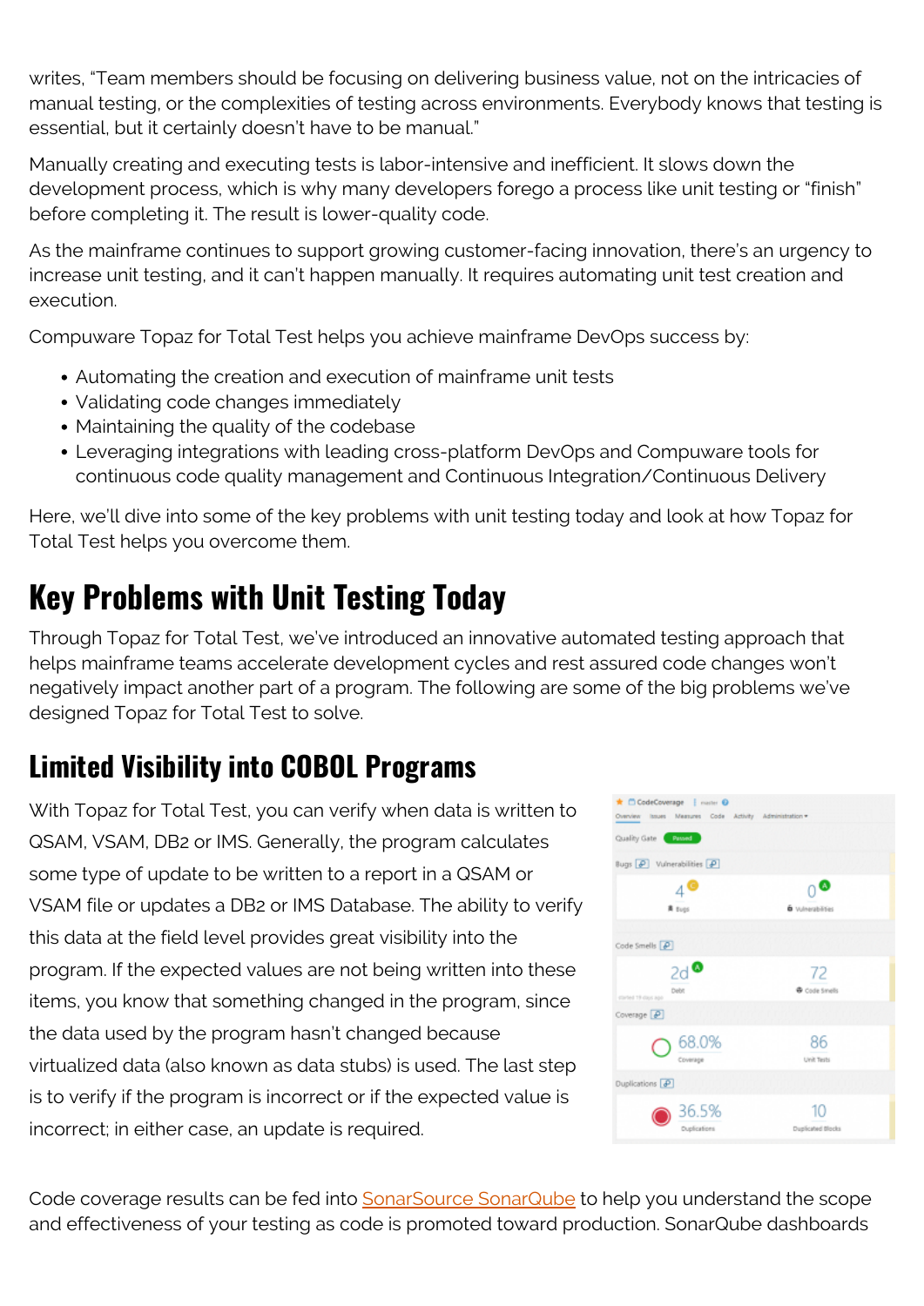writes, "Team members should be focusing on delivering business value, not on the intricacies of manual testing, or the complexities of testing across environments. Everybody knows that testing is essential, but it certainly doesn't have to be manual."

Manually creating and executing tests is labor-intensive and inefficient. It slows down the development process, which is why many developers forego a process like unit testing or "finish" before completing it. The result is lower-quality code.

As the mainframe continues to support growing customer-facing innovation, there's an urgency to increase unit testing, and it can't happen manually. It requires automating unit test creation and execution.

Compuware Topaz for Total Test helps you achieve mainframe DevOps success by:

- Automating the creation and execution of mainframe unit tests
- Validating code changes immediately
- Maintaining the quality of the codebase
- Leveraging integrations with leading cross-platform DevOps and Compuware tools for continuous code quality management and Continuous Integration/Continuous Delivery

Here, we'll dive into some of the key problems with unit testing today and look at how Topaz for Total Test helps you overcome them.

## Key Problems with Unit Testing Today

Through Topaz for Total Test, we've introduced an innovative automated testing approach that helps mainframe teams accelerate development cycles and rest assured code changes won't negatively impact another part of a program. The following are some of the big problems we've designed Topaz for Total Test to solve.

### Limited Visibility into COBOL Programs

With Topaz for Total Test, you can verify when data is written to QSAM, VSAM, DB2 or IMS. Generally, the program calculates some type of update to be written to a report in a QSAM or VSAM file or updates a DB2 or IMS Database. The ability to verify this data at the field level provides great visibility into the program. If the expected values are not being written into these items, you know that something changed in the program, since the data used by the program hasn't changed because virtualized data (also known as data stubs) is used. The last step is to verify if the program is incorrect or if the expected value is incorrect; in either case, an update is required.

Code coverage results can be fed into SonarSource SonarQube to help you understand the scope and effectiveness of your testing as code is promoted toward production. SonarQube dashboards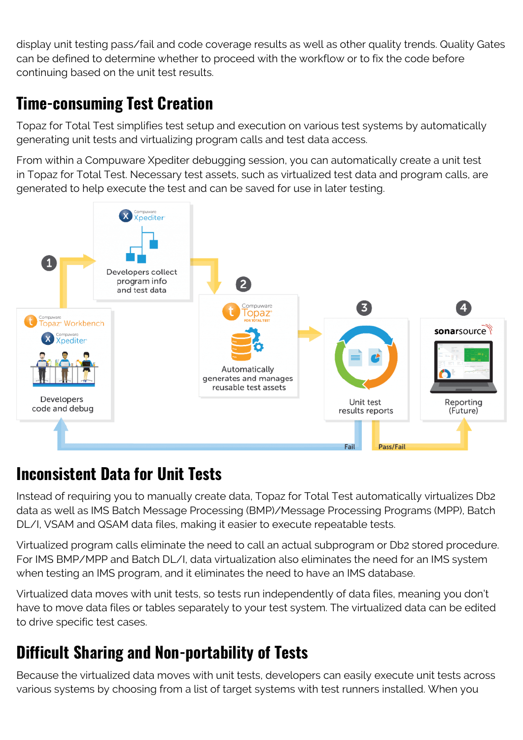display unit testing pass/fail and code coverage results as well as other quality trends. Quality Gates can be defined to determine whether to proceed with the workflow or to fix the code before continuing based on the unit test results.

## Time-consuming Test Creation

Topaz for Total Test simplifies test setup and execution on various test systems by automatically generating unit tests and virtualizing program calls and test data access.

From within a Compuware Xpediter debugging session, you can automatically create a unit test in Topaz for Total Test. Necessary test assets, such as virtualized test data and program calls, are generated to help execute the test and can be saved for use in later testing.

## Inconsistent Data for Unit Tests

Instead of requiring you to manually create data, Topaz for Total Test automatically virtualizes Db2 data as well as IMS Batch Message Processing (BMP)/Message Processing Programs (MPP), Batch DL/I, VSAM and QSAM data files, making it easier to execute repeatable tests.

Virtualized program calls eliminate the need to call an actual subprogram or Db2 stored procedure. For IMS BMP/MPP and Batch DL/I, data virtualization also eliminates the need for an IMS system when testing an IMS program, and it eliminates the need to have an IMS database.

Virtualized data moves with unit tests, so tests run independently of data files, meaning you don't have to move data files or tables separately to your test system. The virtualized data can be edited to drive specific test cases.

## Difficult Sharing and Non-portability of Tests

Because the virtualized data moves with unit tests, developers can easily execute unit tests across various systems by choosing from a list of target systems with test runners installed. When you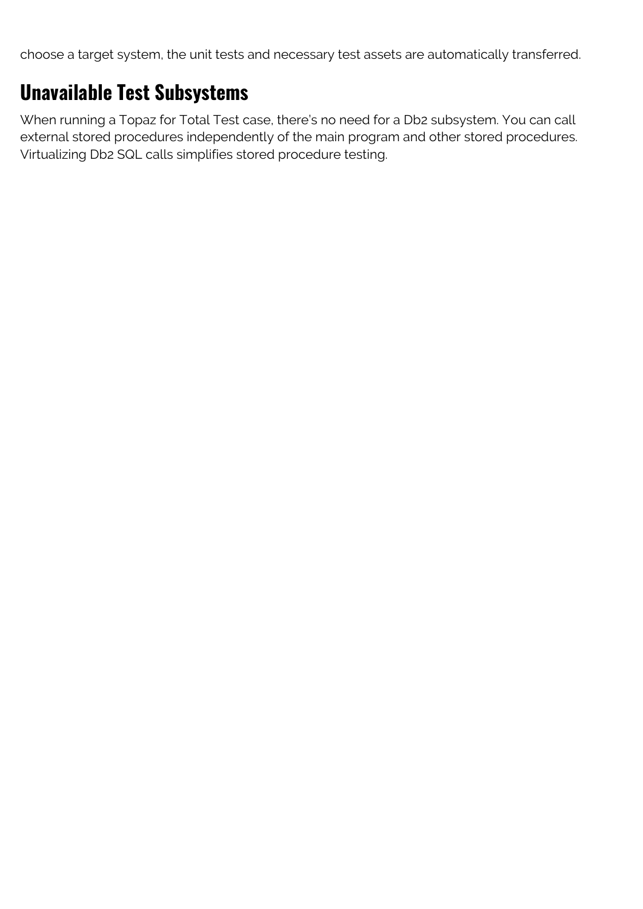choose a target system, the unit tests and necessary test assets are automatically transferred.

## Unavailable Test Subsystems

When running a Topaz for Total Test case, there's no need for a Db2 subsystem. You can call external stored procedures independently of the main program and other stored procedures. Virtualizing Db2 SQL calls simplifies stored procedure testing.